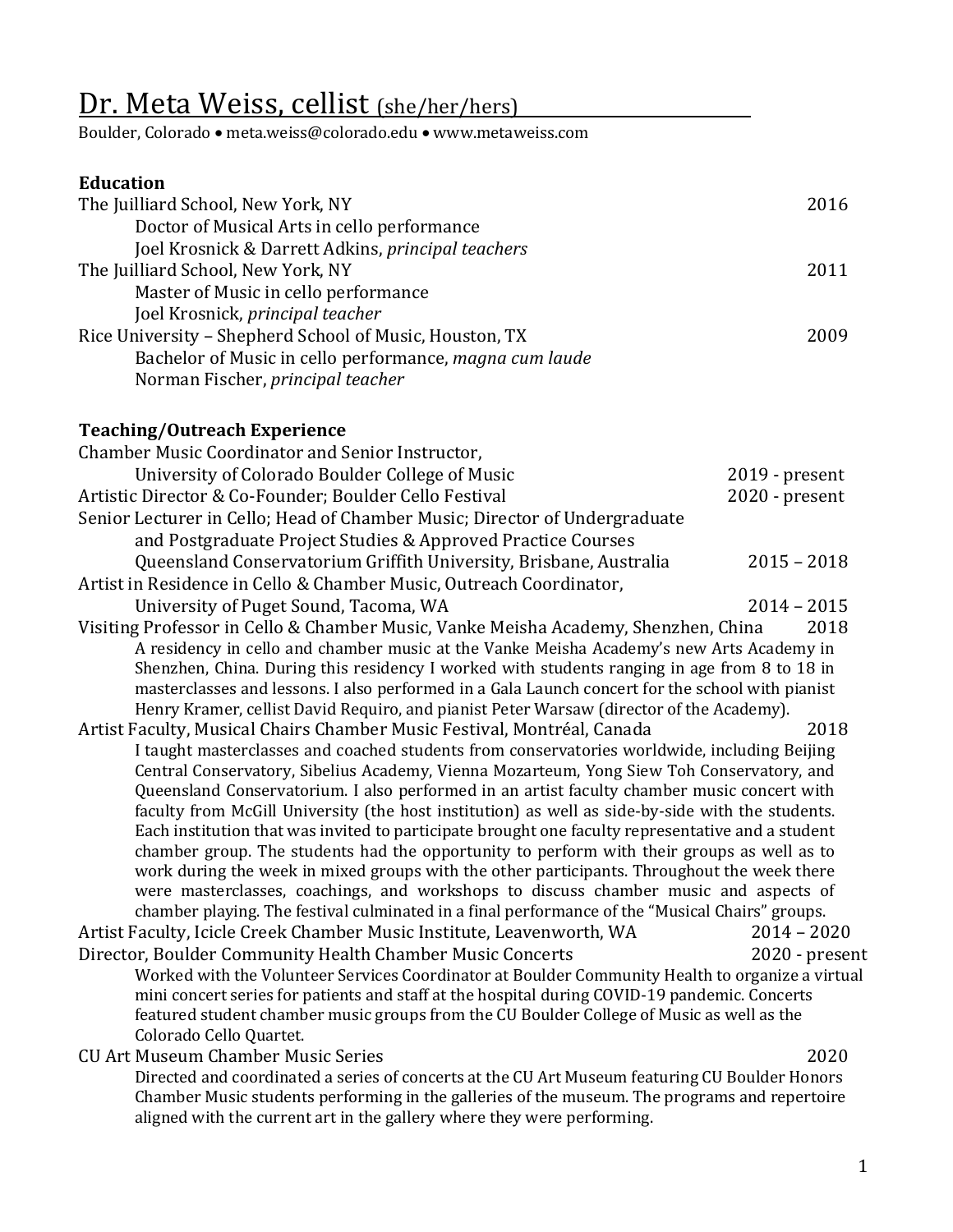# Dr. Meta Weiss, cellist (she/her/hers)

Boulder, Colorado • meta.weiss@colorado.edu • www.metaweiss.com

## Education

The Juilliard School, New York, NY — 2016
- Doctor of Musical Arts in cello performance
- Joel Krosnick & Darrett Adkins, *principal teachers*

The Juilliard School, New York, NY — 2011
- Master of Music in cello performance
- Joel Krosnick, *principal teacher*

Rice University – Shepherd School of Music, Houston, TX — 2009
- Bachelor of Music in cello performance, *magna cum laude*
- Norman Fischer, *principal teacher*

## Teaching/Outreach Experience

Chamber Music Coordinator and Senior Instructor,
University of Colorado Boulder College of Music — 2019 - present

Artistic Director & Co-Founder; Boulder Cello Festival — 2020 - present

Senior Lecturer in Cello; Head of Chamber Music; Director of Undergraduate and Postgraduate Project Studies & Approved Practice Courses
Queensland Conservatorium Griffith University, Brisbane, Australia — 2015 – 2018

Artist in Residence in Cello & Chamber Music, Outreach Coordinator,
University of Puget Sound, Tacoma, WA — 2014 – 2015

Visiting Professor in Cello & Chamber Music, Vanke Meisha Academy, Shenzhen, China — 2018

A residency in cello and chamber music at the Vanke Meisha Academy's new Arts Academy in Shenzhen, China. During this residency I worked with students ranging in age from 8 to 18 in masterclasses and lessons. I also performed in a Gala Launch concert for the school with pianist Henry Kramer, cellist David Requiro, and pianist Peter Warsaw (director of the Academy).

Artist Faculty, Musical Chairs Chamber Music Festival, Montréal, Canada — 2018

I taught masterclasses and coached students from conservatories worldwide, including Beijing Central Conservatory, Sibelius Academy, Vienna Mozarteum, Yong Siew Toh Conservatory, and Queensland Conservatorium. I also performed in an artist faculty chamber music concert with faculty from McGill University (the host institution) as well as side-by-side with the students. Each institution that was invited to participate brought one faculty representative and a student chamber group. The students had the opportunity to perform with their groups as well as to work during the week in mixed groups with the other participants. Throughout the week there were masterclasses, coachings, and workshops to discuss chamber music and aspects of chamber playing. The festival culminated in a final performance of the "Musical Chairs" groups.

Artist Faculty, Icicle Creek Chamber Music Institute, Leavenworth, WA — 2014 – 2020

Director, Boulder Community Health Chamber Music Concerts — 2020 - present

Worked with the Volunteer Services Coordinator at Boulder Community Health to organize a virtual mini concert series for patients and staff at the hospital during COVID-19 pandemic. Concerts featured student chamber music groups from the CU Boulder College of Music as well as the Colorado Cello Quartet.

CU Art Museum Chamber Music Series — 2020

Directed and coordinated a series of concerts at the CU Art Museum featuring CU Boulder Honors Chamber Music students performing in the galleries of the museum. The programs and repertoire aligned with the current art in the gallery where they were performing.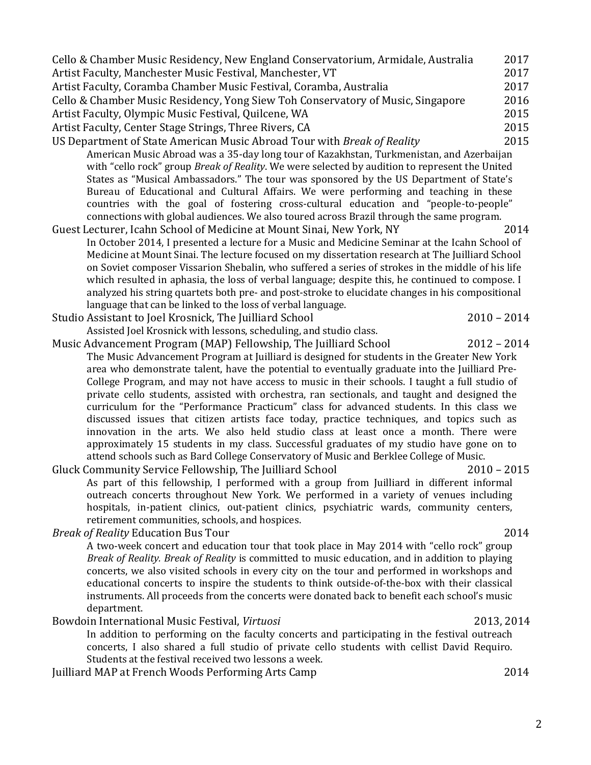Cello & Chamber Music Residency, New England Conservatorium, Armidale, Australia 2017

Artist Faculty, Manchester Music Festival, Manchester, VT 2017

Artist Faculty, Coramba Chamber Music Festival, Coramba, Australia 2017

Cello & Chamber Music Residency, Yong Siew Toh Conservatory of Music, Singapore 2016

Artist Faculty, Olympic Music Festival, Quilcene, WA 2015

Artist Faculty, Center Stage Strings, Three Rivers, CA 2015

US Department of State American Music Abroad Tour with *Break of Reality* 2015

American Music Abroad was a 35-day long tour of Kazakhstan, Turkmenistan, and Azerbaijan with "cello rock" group *Break of Reality*. We were selected by audition to represent the United States as "Musical Ambassadors." The tour was sponsored by the US Department of State's Bureau of Educational and Cultural Affairs. We were performing and teaching in these countries with the goal of fostering cross-cultural education and "people-to-people" connections with global audiences. We also toured across Brazil through the same program.

Guest Lecturer, Icahn School of Medicine at Mount Sinai, New York, NY 2014

In October 2014, I presented a lecture for a Music and Medicine Seminar at the Icahn School of Medicine at Mount Sinai. The lecture focused on my dissertation research at The Juilliard School on Soviet composer Vissarion Shebalin, who suffered a series of strokes in the middle of his life which resulted in aphasia, the loss of verbal language; despite this, he continued to compose. I analyzed his string quartets both pre- and post-stroke to elucidate changes in his compositional language that can be linked to the loss of verbal language.

Studio Assistant to Joel Krosnick, The Juilliard School 2010 – 2014

Assisted Joel Krosnick with lessons, scheduling, and studio class.

Music Advancement Program (MAP) Fellowship, The Juilliard School 2012 – 2014

The Music Advancement Program at Juilliard is designed for students in the Greater New York area who demonstrate talent, have the potential to eventually graduate into the Juilliard Pre-College Program, and may not have access to music in their schools. I taught a full studio of private cello students, assisted with orchestra, ran sectionals, and taught and designed the curriculum for the "Performance Practicum" class for advanced students. In this class we discussed issues that citizen artists face today, practice techniques, and topics such as innovation in the arts. We also held studio class at least once a month. There were approximately 15 students in my class. Successful graduates of my studio have gone on to attend schools such as Bard College Conservatory of Music and Berklee College of Music.

Gluck Community Service Fellowship, The Juilliard School 2010 – 2015

As part of this fellowship, I performed with a group from Juilliard in different informal outreach concerts throughout New York. We performed in a variety of venues including hospitals, in-patient clinics, out-patient clinics, psychiatric wards, community centers, retirement communities, schools, and hospices.

*Break of Reality* Education Bus Tour 2014

A two-week concert and education tour that took place in May 2014 with "cello rock" group *Break of Reality*. *Break of Reality* is committed to music education, and in addition to playing concerts, we also visited schools in every city on the tour and performed in workshops and educational concerts to inspire the students to think outside-of-the-box with their classical instruments. All proceeds from the concerts were donated back to benefit each school's music department.

Bowdoin International Music Festival, *Virtuosi* 2013, 2014

In addition to performing on the faculty concerts and participating in the festival outreach concerts, I also shared a full studio of private cello students with cellist David Requiro. Students at the festival received two lessons a week.

Juilliard MAP at French Woods Performing Arts Camp 2014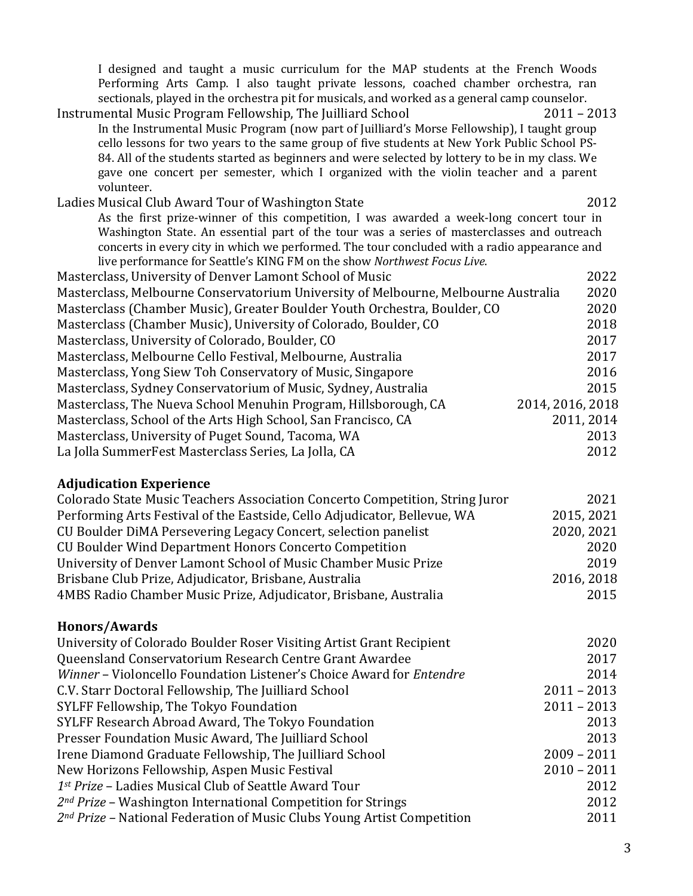I designed and taught a music curriculum for the MAP students at the French Woods Performing Arts Camp. I also taught private lessons, coached chamber orchestra, ran sectionals, played in the orchestra pit for musicals, and worked as a general camp counselor.

Instrumental Music Program Fellowship, The Juilliard School 2011 – 2013

In the Instrumental Music Program (now part of Juilliard's Morse Fellowship), I taught group cello lessons for two years to the same group of five students at New York Public School PS-84. All of the students started as beginners and were selected by lottery to be in my class. We gave one concert per semester, which I organized with the violin teacher and a parent volunteer.

Ladies Musical Club Award Tour of Washington State 2012

As the first prize-winner of this competition, I was awarded a week-long concert tour in Washington State. An essential part of the tour was a series of masterclasses and outreach concerts in every city in which we performed. The tour concluded with a radio appearance and live performance for Seattle's KING FM on the show *Northwest Focus Live*.

Masterclass, University of Denver Lamont School of Music 2022
Masterclass, Melbourne Conservatorium University of Melbourne, Melbourne Australia 2020
Masterclass (Chamber Music), Greater Boulder Youth Orchestra, Boulder, CO 2020
Masterclass (Chamber Music), University of Colorado, Boulder, CO 2018
Masterclass, University of Colorado, Boulder, CO 2017
Masterclass, Melbourne Cello Festival, Melbourne, Australia 2017
Masterclass, Yong Siew Toh Conservatory of Music, Singapore 2016
Masterclass, Sydney Conservatorium of Music, Sydney, Australia 2015
Masterclass, The Nueva School Menuhin Program, Hillsborough, CA 2014, 2016, 2018
Masterclass, School of the Arts High School, San Francisco, CA 2011, 2014
Masterclass, University of Puget Sound, Tacoma, WA 2013
La Jolla SummerFest Masterclass Series, La Jolla, CA 2012

**Adjudication Experience**

Colorado State Music Teachers Association Concerto Competition, String Juror 2021
Performing Arts Festival of the Eastside, Cello Adjudicator, Bellevue, WA 2015, 2021
CU Boulder DiMA Persevering Legacy Concert, selection panelist 2020, 2021
CU Boulder Wind Department Honors Concerto Competition 2020
University of Denver Lamont School of Music Chamber Music Prize 2019
Brisbane Club Prize, Adjudicator, Brisbane, Australia 2016, 2018
4MBS Radio Chamber Music Prize, Adjudicator, Brisbane, Australia 2015

**Honors/Awards**

University of Colorado Boulder Roser Visiting Artist Grant Recipient 2020
Queensland Conservatorium Research Centre Grant Awardee 2017
*Winner* – Violoncello Foundation Listener's Choice Award for *Entendre* 2014
C.V. Starr Doctoral Fellowship, The Juilliard School 2011 – 2013
SYLFF Fellowship, The Tokyo Foundation 2011 – 2013
SYLFF Research Abroad Award, The Tokyo Foundation 2013
Presser Foundation Music Award, The Juilliard School 2013
Irene Diamond Graduate Fellowship, The Juilliard School 2009 – 2011
New Horizons Fellowship, Aspen Music Festival 2010 – 2011
*1st Prize* – Ladies Musical Club of Seattle Award Tour 2012
*2nd Prize* – Washington International Competition for Strings 2012
*2nd Prize* – National Federation of Music Clubs Young Artist Competition 2011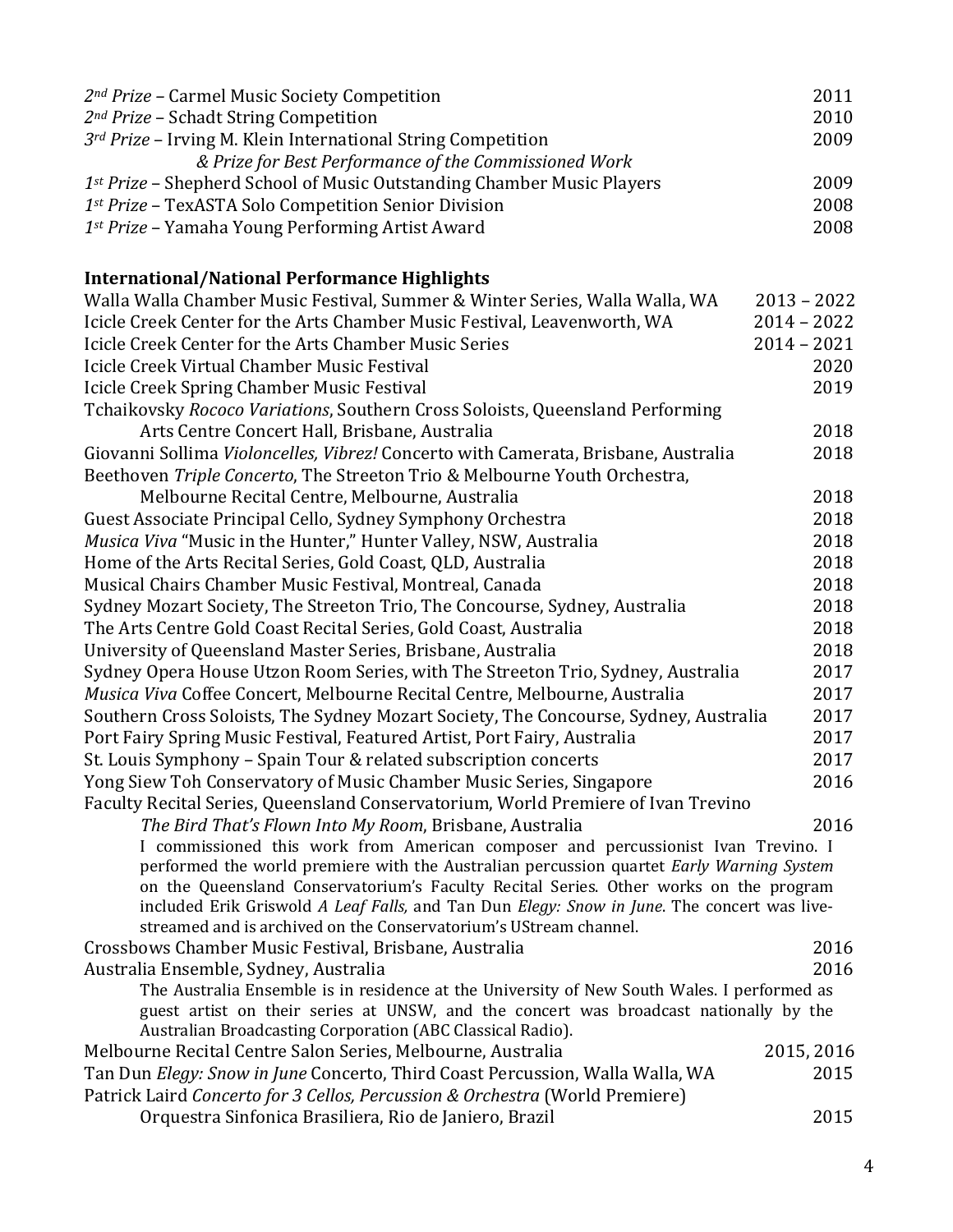*2nd Prize* – Carmel Music Society Competition 2011
*2nd Prize* – Schadt String Competition 2010
*3rd Prize* – Irving M. Klein International String Competition 2009
*& Prize for Best Performance of the Commissioned Work*
*1st Prize* – Shepherd School of Music Outstanding Chamber Music Players 2009
*1st Prize* – TexASTA Solo Competition Senior Division 2008
*1st Prize* – Yamaha Young Performing Artist Award 2008

**International/National Performance Highlights**

Walla Walla Chamber Music Festival, Summer & Winter Series, Walla Walla, WA 2013 – 2022
Icicle Creek Center for the Arts Chamber Music Festival, Leavenworth, WA 2014 – 2022
Icicle Creek Center for the Arts Chamber Music Series 2014 – 2021
Icicle Creek Virtual Chamber Music Festival 2020
Icicle Creek Spring Chamber Music Festival 2019
Tchaikovsky *Rococo Variations*, Southern Cross Soloists, Queensland Performing Arts Centre Concert Hall, Brisbane, Australia 2018
Giovanni Sollima *Violoncelles, Vibrez!* Concerto with Camerata, Brisbane, Australia 2018
Beethoven *Triple Concerto*, The Streeton Trio & Melbourne Youth Orchestra, Melbourne Recital Centre, Melbourne, Australia 2018
Guest Associate Principal Cello, Sydney Symphony Orchestra 2018
*Musica Viva* "Music in the Hunter," Hunter Valley, NSW, Australia 2018
Home of the Arts Recital Series, Gold Coast, QLD, Australia 2018
Musical Chairs Chamber Music Festival, Montreal, Canada 2018
Sydney Mozart Society, The Streeton Trio, The Concourse, Sydney, Australia 2018
The Arts Centre Gold Coast Recital Series, Gold Coast, Australia 2018
University of Queensland Master Series, Brisbane, Australia 2018
Sydney Opera House Utzon Room Series, with The Streeton Trio, Sydney, Australia 2017
*Musica Viva* Coffee Concert, Melbourne Recital Centre, Melbourne, Australia 2017
Southern Cross Soloists, The Sydney Mozart Society, The Concourse, Sydney, Australia 2017
Port Fairy Spring Music Festival, Featured Artist, Port Fairy, Australia 2017
St. Louis Symphony – Spain Tour & related subscription concerts 2017
Yong Siew Toh Conservatory of Music Chamber Music Series, Singapore 2016
Faculty Recital Series, Queensland Conservatorium, World Premiere of Ivan Trevino *The Bird That's Flown Into My Room*, Brisbane, Australia 2016

I commissioned this work from American composer and percussionist Ivan Trevino. I performed the world premiere with the Australian percussion quartet *Early Warning System* on the Queensland Conservatorium's Faculty Recital Series. Other works on the program included Erik Griswold *A Leaf Falls,* and Tan Dun *Elegy: Snow in June*. The concert was live-streamed and is archived on the Conservatorium's UStream channel.

Crossbows Chamber Music Festival, Brisbane, Australia 2016
Australia Ensemble, Sydney, Australia 2016

The Australia Ensemble is in residence at the University of New South Wales. I performed as guest artist on their series at UNSW, and the concert was broadcast nationally by the Australian Broadcasting Corporation (ABC Classical Radio).

Melbourne Recital Centre Salon Series, Melbourne, Australia 2015, 2016
Tan Dun *Elegy: Snow in June* Concerto, Third Coast Percussion, Walla Walla, WA 2015
Patrick Laird *Concerto for 3 Cellos, Percussion & Orchestra* (World Premiere) Orquestra Sinfonica Brasiliera, Rio de Janiero, Brazil 2015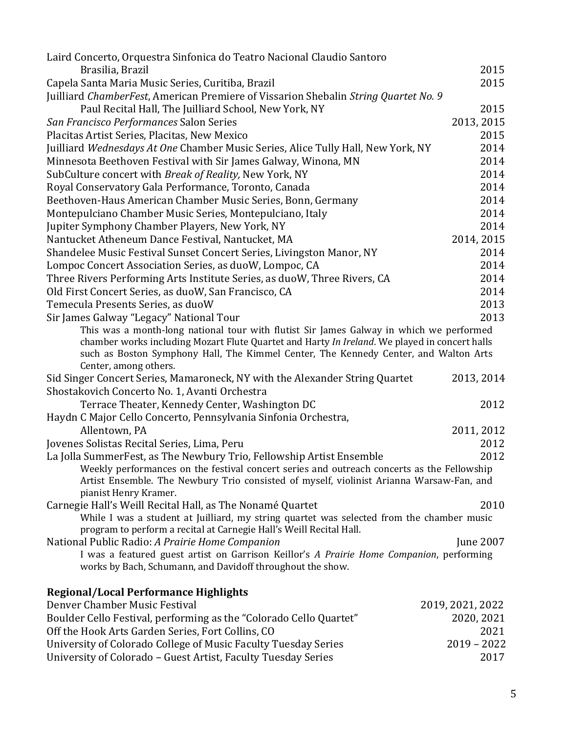Laird Concerto, Orquestra Sinfonica do Teatro Nacional Claudio Santoro
 Brasilia, Brazil 2015
Capela Santa Maria Music Series, Curitiba, Brazil 2015
Juilliard *ChamberFest*, American Premiere of Vissarion Shebalin *String Quartet No. 9*
 Paul Recital Hall, The Juilliard School, New York, NY 2015
*San Francisco Performances* Salon Series 2013, 2015
Placitas Artist Series, Placitas, New Mexico 2015
Juilliard *Wednesdays At One* Chamber Music Series, Alice Tully Hall, New York, NY 2014
Minnesota Beethoven Festival with Sir James Galway, Winona, MN 2014
SubCulture concert with *Break of Reality*, New York, NY 2014
Royal Conservatory Gala Performance, Toronto, Canada 2014
Beethoven-Haus American Chamber Music Series, Bonn, Germany 2014
Montepulciano Chamber Music Series, Montepulciano, Italy 2014
Jupiter Symphony Chamber Players, New York, NY 2014
Nantucket Atheneum Dance Festival, Nantucket, MA 2014, 2015
Shandelee Music Festival Sunset Concert Series, Livingston Manor, NY 2014
Lompoc Concert Association Series, as duoW, Lompoc, CA 2014
Three Rivers Performing Arts Institute Series, as duoW, Three Rivers, CA 2014
Old First Concert Series, as duoW, San Francisco, CA 2014
Temecula Presents Series, as duoW 2013
Sir James Galway "Legacy" National Tour 2013

This was a month-long national tour with flutist Sir James Galway in which we performed chamber works including Mozart Flute Quartet and Harty *In Ireland*. We played in concert halls such as Boston Symphony Hall, The Kimmel Center, The Kennedy Center, and Walton Arts Center, among others.

Sid Singer Concert Series, Mamaroneck, NY with the Alexander String Quartet 2013, 2014
Shostakovich Concerto No. 1, Avanti Orchestra
 Terrace Theater, Kennedy Center, Washington DC 2012
Haydn C Major Cello Concerto, Pennsylvania Sinfonia Orchestra,
 Allentown, PA 2011, 2012
Jovenes Solistas Recital Series, Lima, Peru 2012
La Jolla SummerFest, as The Newbury Trio, Fellowship Artist Ensemble 2012

Weekly performances on the festival concert series and outreach concerts as the Fellowship Artist Ensemble. The Newbury Trio consisted of myself, violinist Arianna Warsaw-Fan, and pianist Henry Kramer.

Carnegie Hall's Weill Recital Hall, as The Noname Quartet 2010

While I was a student at Juilliard, my string quartet was selected from the chamber music program to perform a recital at Carnegie Hall's Weill Recital Hall.

National Public Radio: *A Prairie Home Companion* June 2007

I was a featured guest artist on Garrison Keillor's *A Prairie Home Companion*, performing works by Bach, Schumann, and Davidoff throughout the show.

**Regional/Local Performance Highlights**

Denver Chamber Music Festival 2019, 2021, 2022
Boulder Cello Festival, performing as the "Colorado Cello Quartet" 2020, 2021
Off the Hook Arts Garden Series, Fort Collins, CO 2021
University of Colorado College of Music Faculty Tuesday Series 2019 – 2022
University of Colorado – Guest Artist, Faculty Tuesday Series 2017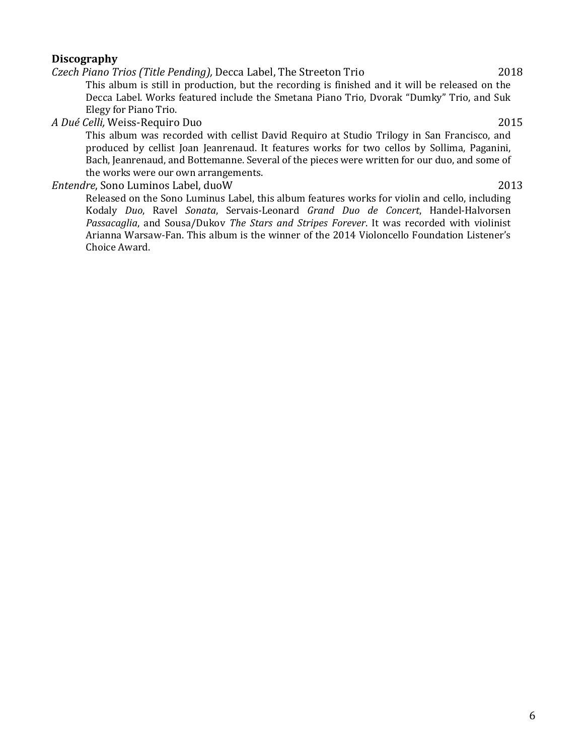**Discography**

*Czech Piano Trios (Title Pending),* Decca Label, The Streeton Trio 2018

This album is still in production, but the recording is finished and it will be released on the Decca Label. Works featured include the Smetana Piano Trio, Dvorak "Dumky" Trio, and Suk Elegy for Piano Trio.

*A Dué Celli,* Weiss-Requiro Duo 2015

This album was recorded with cellist David Requiro at Studio Trilogy in San Francisco, and produced by cellist Joan Jeanrenaud. It features works for two cellos by Sollima, Paganini, Bach, Jeanrenaud, and Bottemanne. Several of the pieces were written for our duo, and some of the works were our own arrangements.

*Entendre*, Sono Luminos Label, duoW 2013

Released on the Sono Luminus Label, this album features works for violin and cello, including Kodaly *Duo*, Ravel *Sonata*, Servais-Leonard *Grand Duo de Concert*, Handel-Halvorsen *Passacaglia*, and Sousa/Dukov *The Stars and Stripes Forever*. It was recorded with violinist Arianna Warsaw-Fan. This album is the winner of the 2014 Violoncello Foundation Listener's Choice Award.